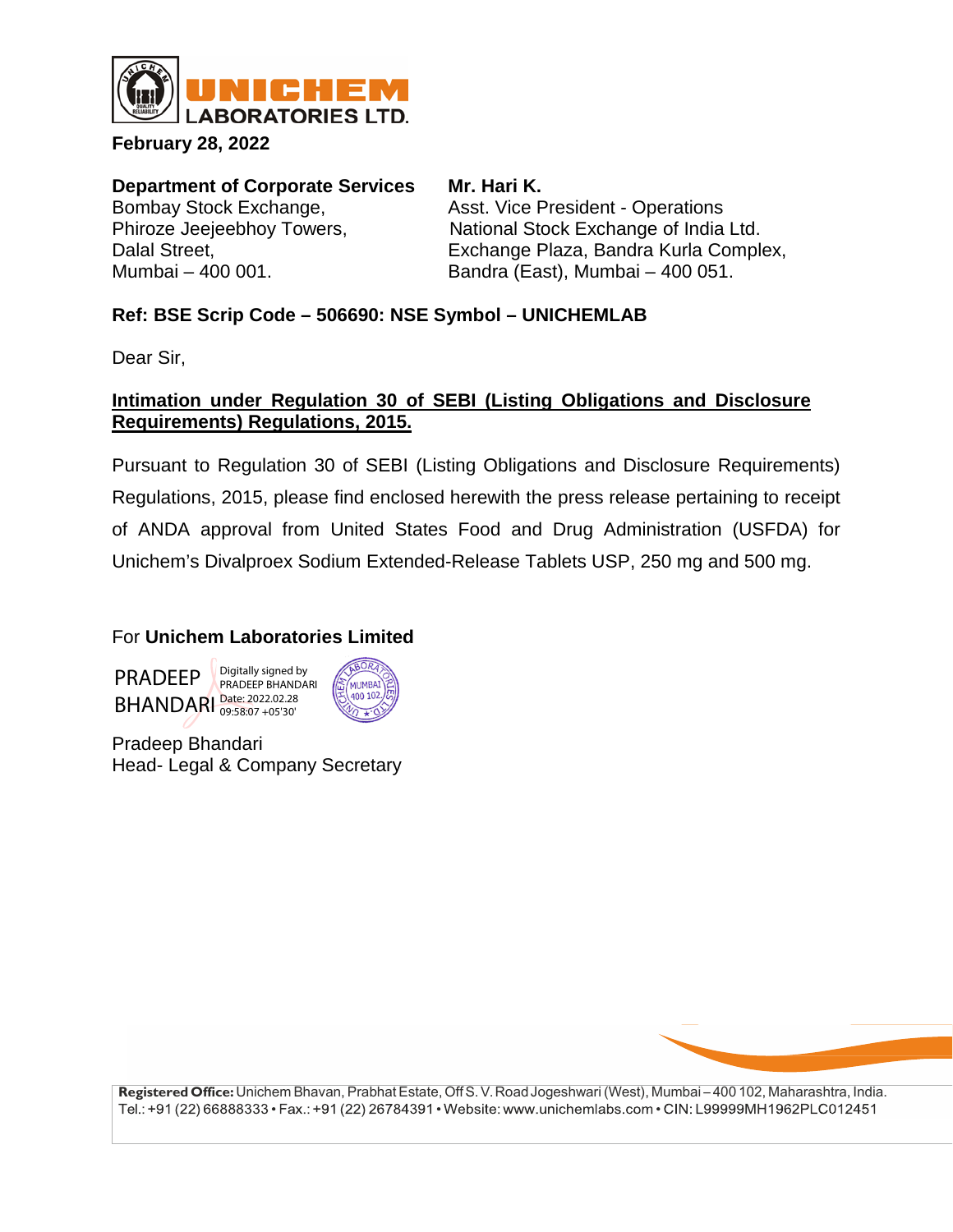**UNICHEM LABORATORIES LTD.**

**February 28, 2022**

**Department of Corporate Services**
Bombay Stock Exchange,
Phiroze Jeejeebhoy Towers,
Dalal Street,
Mumbai – 400 001.

**Mr. Hari K.**
Asst. Vice President - Operations
National Stock Exchange of India Ltd.
Exchange Plaza, Bandra Kurla Complex,
Bandra (East), Mumbai – 400 051.

**Ref: BSE Scrip Code – 506690: NSE Symbol – UNICHEMLAB**

Dear Sir,

**Intimation under Regulation 30 of SEBI (Listing Obligations and Disclosure Requirements) Regulations, 2015.**

Pursuant to Regulation 30 of SEBI (Listing Obligations and Disclosure Requirements) Regulations, 2015, please find enclosed herewith the press release pertaining to receipt of ANDA approval from United States Food and Drug Administration (USFDA) for Unichem's Divalproex Sodium Extended-Release Tablets USP, 250 mg and 500 mg.

For **Unichem Laboratories Limited**

PRADEEP BHANDARI
Digitally signed by PRADEEP BHANDARI
Date: 2022.02.28 09:58:07 +05'30'

Pradeep Bhandari
Head- Legal & Company Secretary

**Registered Office:** Unichem Bhavan, Prabhat Estate, Off S. V. Road Jogeshwari (West), Mumbai – 400 102, Maharashtra, India.
Tel.: +91 (22) 66888333 • Fax.: +91 (22) 26784391 • Website: www.unichemlabs.com • CIN: L99999MH1962PLC012451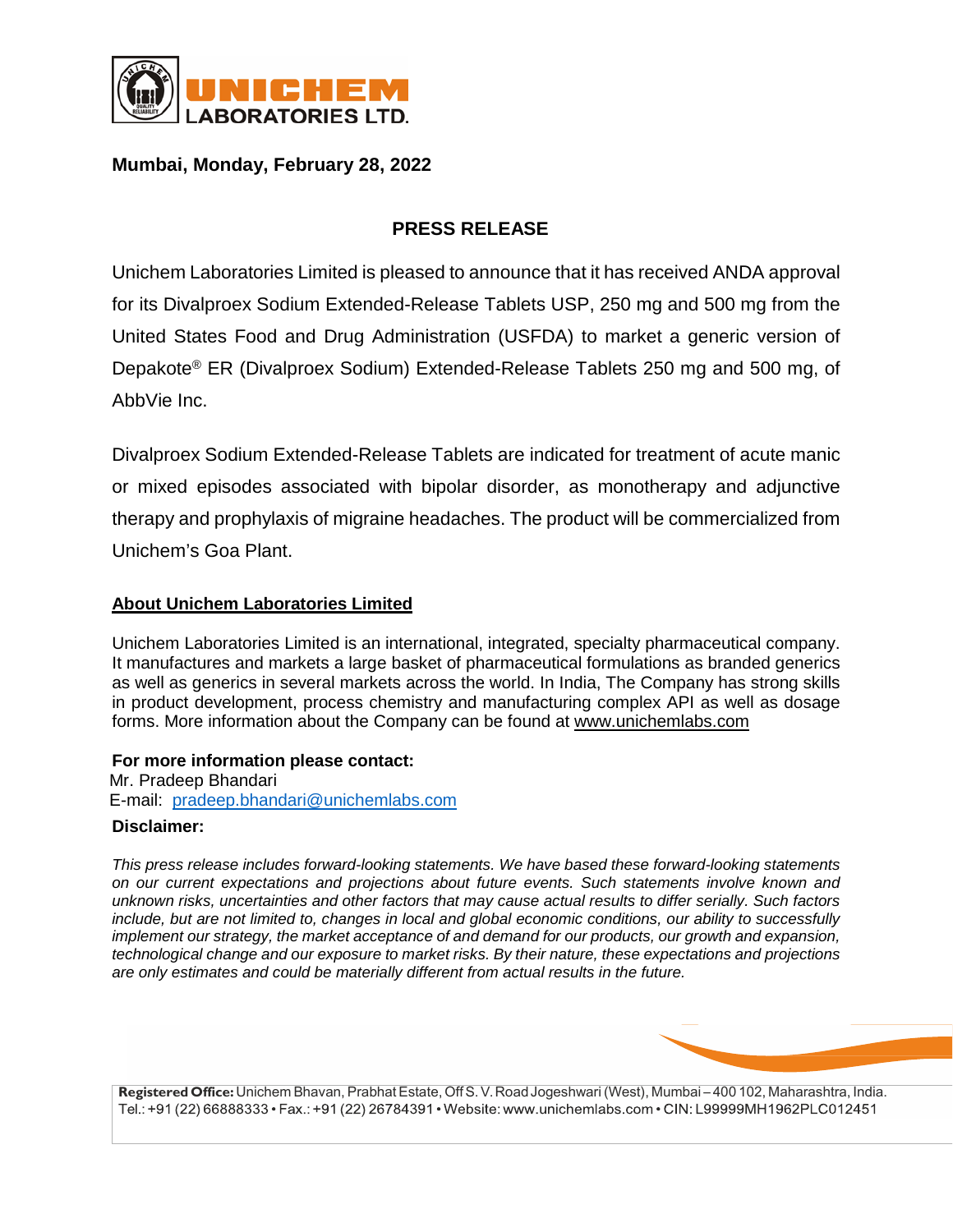**UNICHEM LABORATORIES LTD.**

**Mumbai, Monday, February 28, 2022**

## PRESS RELEASE

Unichem Laboratories Limited is pleased to announce that it has received ANDA approval for its Divalproex Sodium Extended-Release Tablets USP, 250 mg and 500 mg from the United States Food and Drug Administration (USFDA) to market a generic version of Depakote® ER (Divalproex Sodium) Extended-Release Tablets 250 mg and 500 mg, of AbbVie Inc.

Divalproex Sodium Extended-Release Tablets are indicated for treatment of acute manic or mixed episodes associated with bipolar disorder, as monotherapy and adjunctive therapy and prophylaxis of migraine headaches. The product will be commercialized from Unichem's Goa Plant.

### About Unichem Laboratories Limited

Unichem Laboratories Limited is an international, integrated, specialty pharmaceutical company. It manufactures and markets a large basket of pharmaceutical formulations as branded generics as well as generics in several markets across the world. In India, The Company has strong skills in product development, process chemistry and manufacturing complex API as well as dosage forms. More information about the Company can be found at www.unichemlabs.com

**For more information please contact:**
Mr. Pradeep Bhandari
E-mail: pradeep.bhandari@unichemlabs.com

**Disclaimer:**

*This press release includes forward-looking statements. We have based these forward-looking statements on our current expectations and projections about future events. Such statements involve known and unknown risks, uncertainties and other factors that may cause actual results to differ serially. Such factors include, but are not limited to, changes in local and global economic conditions, our ability to successfully implement our strategy, the market acceptance of and demand for our products, our growth and expansion, technological change and our exposure to market risks. By their nature, these expectations and projections are only estimates and could be materially different from actual results in the future.*

**Registered Office:** Unichem Bhavan, Prabhat Estate, Off S. V. Road Jogeshwari (West), Mumbai – 400 102, Maharashtra, India.
Tel.: +91 (22) 66888333 • Fax.: +91 (22) 26784391 • Website: www.unichemlabs.com • CIN: L99999MH1962PLC012451